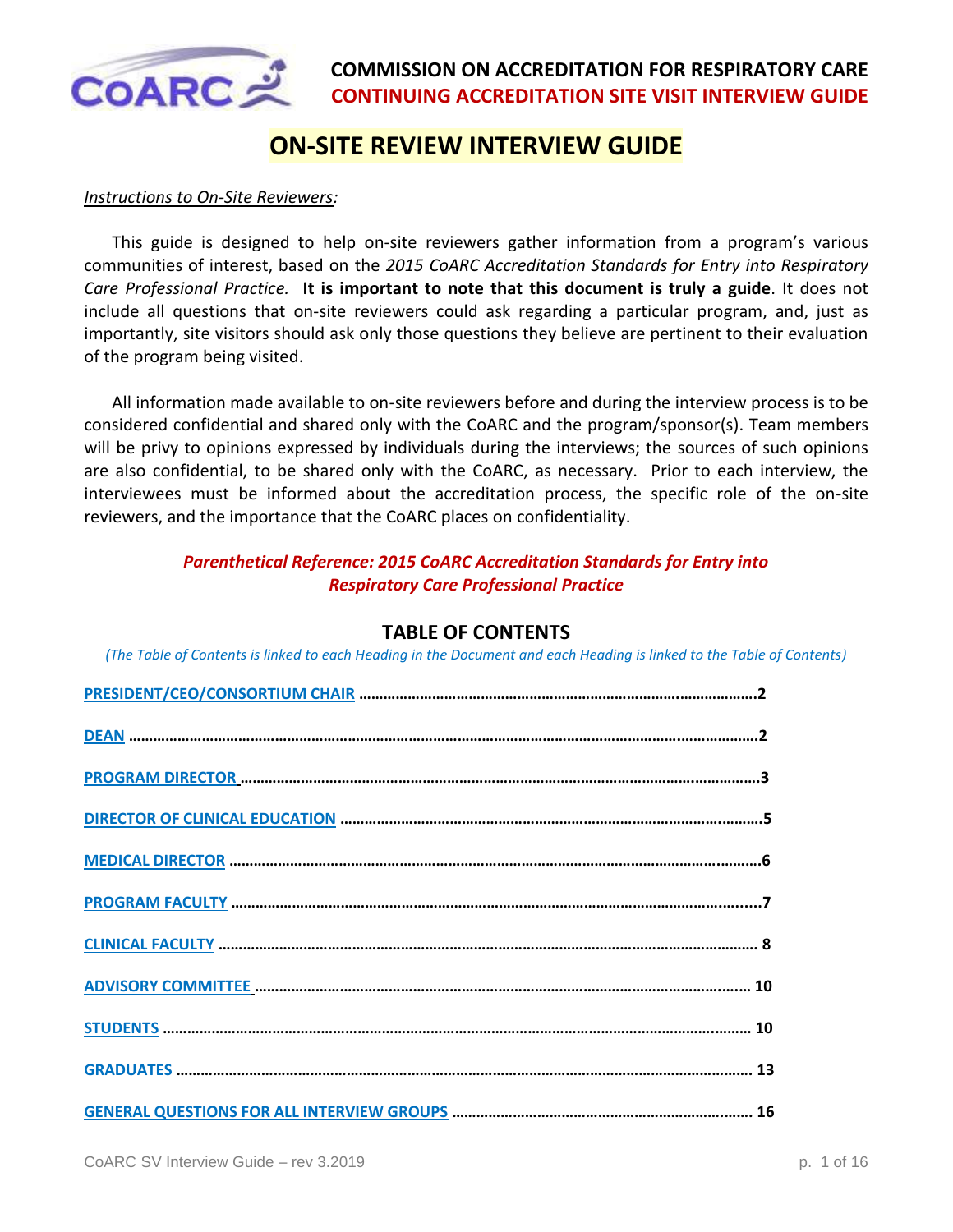**COMMISSION ON ACCREDITATION FOR RESPIRATORY CARE**
**CONTINUING ACCREDITATION SITE VISIT INTERVIEW GUIDE**

# ON-SITE REVIEW INTERVIEW GUIDE

*Instructions to On-Site Reviewers:*

This guide is designed to help on-site reviewers gather information from a program's various communities of interest, based on the *2015 CoARC Accreditation Standards for Entry into Respiratory Care Professional Practice.* **It is important to note that this document is truly a guide**. It does not include all questions that on-site reviewers could ask regarding a particular program, and, just as importantly, site visitors should ask only those questions they believe are pertinent to their evaluation of the program being visited.

All information made available to on-site reviewers before and during the interview process is to be considered confidential and shared only with the CoARC and the program/sponsor(s). Team members will be privy to opinions expressed by individuals during the interviews; the sources of such opinions are also confidential, to be shared only with the CoARC, as necessary. Prior to each interview, the interviewees must be informed about the accreditation process, the specific role of the on-site reviewers, and the importance that the CoARC places on confidentiality.

***Parenthetical Reference: 2015 CoARC Accreditation Standards for Entry into Respiratory Care Professional Practice***

## TABLE OF CONTENTS

*(The Table of Contents is linked to each Heading in the Document and each Heading is linked to the Table of Contents)*

- PRESIDENT/CEO/CONSORTIUM CHAIR .......... 2
- DEAN .......... 2
- PROGRAM DIRECTOR .......... 3
- DIRECTOR OF CLINICAL EDUCATION .......... 5
- MEDICAL DIRECTOR .......... 6
- PROGRAM FACULTY .......... 7
- CLINICAL FACULTY .......... 8
- ADVISORY COMMITTEE .......... 10
- STUDENTS .......... 10
- GRADUATES .......... 13
- GENERAL QUESTIONS FOR ALL INTERVIEW GROUPS .......... 16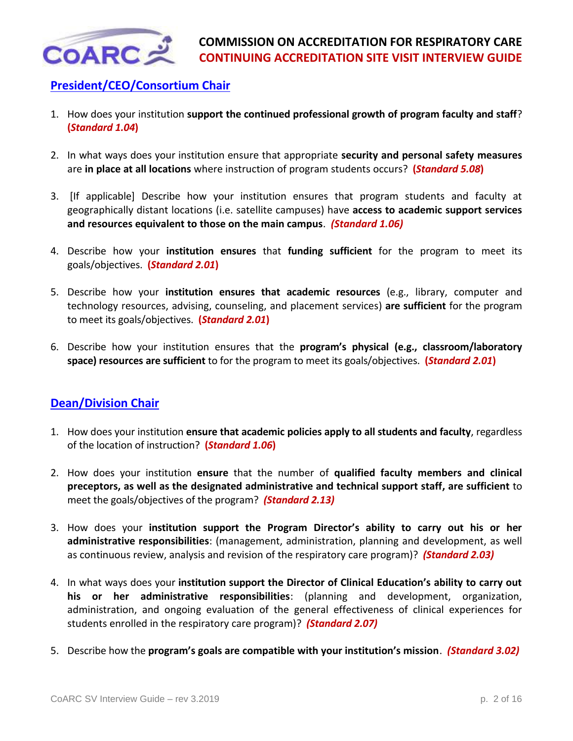## President/CEO/Consortium Chair

1. How does your institution **support the continued professional growth of program faculty and staff**? **(*Standard 1.04*)**

2. In what ways does your institution ensure that appropriate **security and personal safety measures** are **in place at all locations** where instruction of program students occurs? **(*Standard 5.08*)**

3. [If applicable] Describe how your institution ensures that program students and faculty at geographically distant locations (i.e. satellite campuses) have **access to academic support services and resources equivalent to those on the main campus**. ***(Standard 1.06)***

4. Describe how your **institution ensures** that **funding sufficient** for the program to meet its goals/objectives. **(*Standard 2.01*)**

5. Describe how your **institution ensures that academic resources** (e.g., library, computer and technology resources, advising, counseling, and placement services) **are sufficient** for the program to meet its goals/objectives. **(*Standard 2.01*)**

6. Describe how your institution ensures that the **program's physical (e.g., classroom/laboratory space) resources are sufficient** to for the program to meet its goals/objectives. **(*Standard 2.01*)**

## Dean/Division Chair

1. How does your institution **ensure that academic policies apply to all students and faculty**, regardless of the location of instruction? **(*Standard 1.06*)**

2. How does your institution **ensure** that the number of **qualified faculty members and clinical preceptors, as well as the designated administrative and technical support staff, are sufficient** to meet the goals/objectives of the program? ***(Standard 2.13)***

3. How does your **institution support the Program Director's ability to carry out his or her administrative responsibilities**: (management, administration, planning and development, as well as continuous review, analysis and revision of the respiratory care program)? ***(Standard 2.03)***

4. In what ways does your **institution support the Director of Clinical Education's ability to carry out his or her administrative responsibilities**: (planning and development, organization, administration, and ongoing evaluation of the general effectiveness of clinical experiences for students enrolled in the respiratory care program)? ***(Standard 2.07)***

5. Describe how the **program's goals are compatible with your institution's mission**. ***(Standard 3.02)***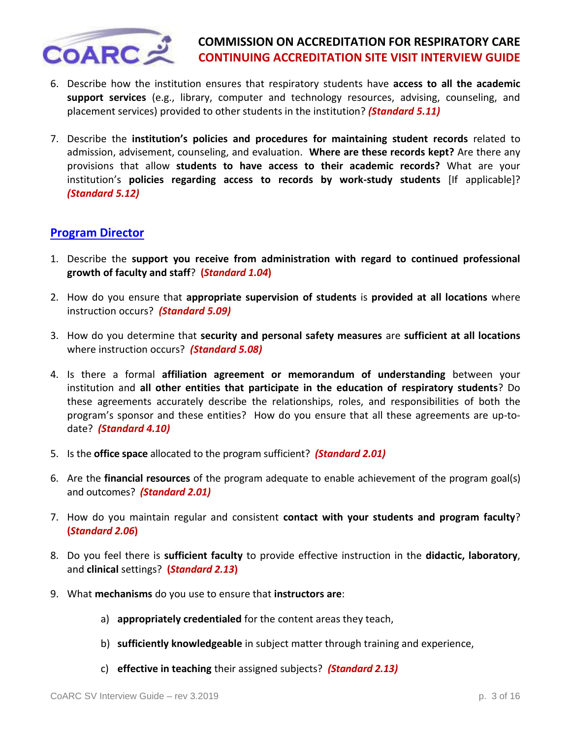6. Describe how the institution ensures that respiratory students have **access to all the academic support services** (e.g., library, computer and technology resources, advising, counseling, and placement services) provided to other students in the institution? ***(Standard 5.11)***

7. Describe the **institution's policies and procedures for maintaining student records** related to admission, advisement, counseling, and evaluation. **Where are these records kept?** Are there any provisions that allow **students to have access to their academic records?** What are your institution's **policies regarding access to records by work-study students** [If applicable]? ***(Standard 5.12)***

## Program Director

1. Describe the **support you receive from administration with regard to continued professional growth of faculty and staff**? **(*Standard 1.04*)**

2. How do you ensure that **appropriate supervision of students** is **provided at all locations** where instruction occurs? ***(Standard 5.09)***

3. How do you determine that **security and personal safety measures** are **sufficient at all locations** where instruction occurs? ***(Standard 5.08)***

4. Is there a formal **affiliation agreement or memorandum of understanding** between your institution and **all other entities that participate in the education of respiratory students**? Do these agreements accurately describe the relationships, roles, and responsibilities of both the program's sponsor and these entities? How do you ensure that all these agreements are up-to-date? ***(Standard 4.10)***

5. Is the **office space** allocated to the program sufficient? ***(Standard 2.01)***

6. Are the **financial resources** of the program adequate to enable achievement of the program goal(s) and outcomes? ***(Standard 2.01)***

7. How do you maintain regular and consistent **contact with your students and program faculty**? **(*Standard 2.06*)**

8. Do you feel there is **sufficient faculty** to provide effective instruction in the **didactic, laboratory**, and **clinical** settings? **(*Standard 2.13*)**

9. What **mechanisms** do you use to ensure that **instructors are**:

   a) **appropriately credentialed** for the content areas they teach,

   b) **sufficiently knowledgeable** in subject matter through training and experience,

   c) **effective in teaching** their assigned subjects? ***(Standard 2.13)***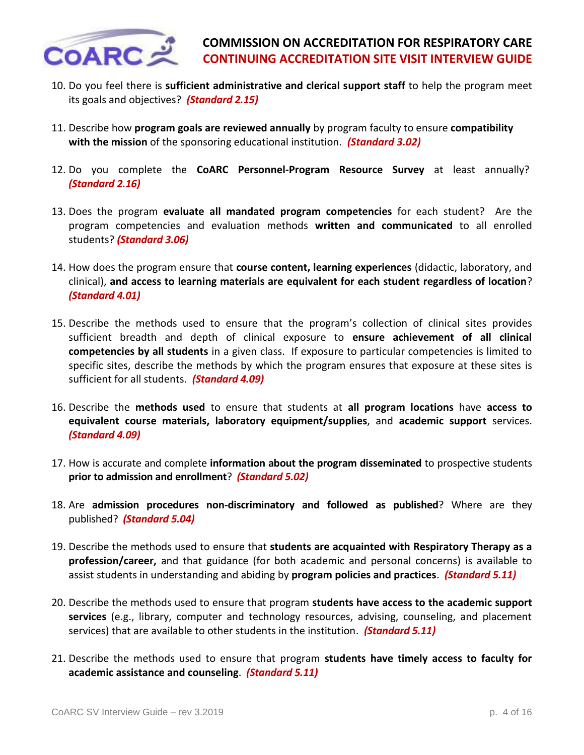10. Do you feel there is **sufficient administrative and clerical support staff** to help the program meet its goals and objectives? ***(Standard 2.15)***

11. Describe how **program goals are reviewed annually** by program faculty to ensure **compatibility with the mission** of the sponsoring educational institution. ***(Standard 3.02)***

12. Do you complete the **CoARC Personnel-Program Resource Survey** at least annually? ***(Standard 2.16)***

13. Does the program **evaluate all mandated program competencies** for each student? Are the program competencies and evaluation methods **written and communicated** to all enrolled students? ***(Standard 3.06)***

14. How does the program ensure that **course content, learning experiences** (didactic, laboratory, and clinical), **and access to learning materials are equivalent for each student regardless of location**? ***(Standard 4.01)***

15. Describe the methods used to ensure that the program's collection of clinical sites provides sufficient breadth and depth of clinical exposure to **ensure achievement of all clinical competencies by all students** in a given class. If exposure to particular competencies is limited to specific sites, describe the methods by which the program ensures that exposure at these sites is sufficient for all students. ***(Standard 4.09)***

16. Describe the **methods used** to ensure that students at **all program locations** have **access to equivalent course materials, laboratory equipment/supplies**, and **academic support** services. ***(Standard 4.09)***

17. How is accurate and complete **information about the program disseminated** to prospective students **prior to admission and enrollment**? ***(Standard 5.02)***

18. Are **admission procedures non-discriminatory and followed as published**? Where are they published? ***(Standard 5.04)***

19. Describe the methods used to ensure that **students are acquainted with Respiratory Therapy as a profession/career,** and that guidance (for both academic and personal concerns) is available to assist students in understanding and abiding by **program policies and practices**. ***(Standard 5.11)***

20. Describe the methods used to ensure that program **students have access to the academic support services** (e.g., library, computer and technology resources, advising, counseling, and placement services) that are available to other students in the institution. ***(Standard 5.11)***

21. Describe the methods used to ensure that program **students have timely access to faculty for academic assistance and counseling**. ***(Standard 5.11)***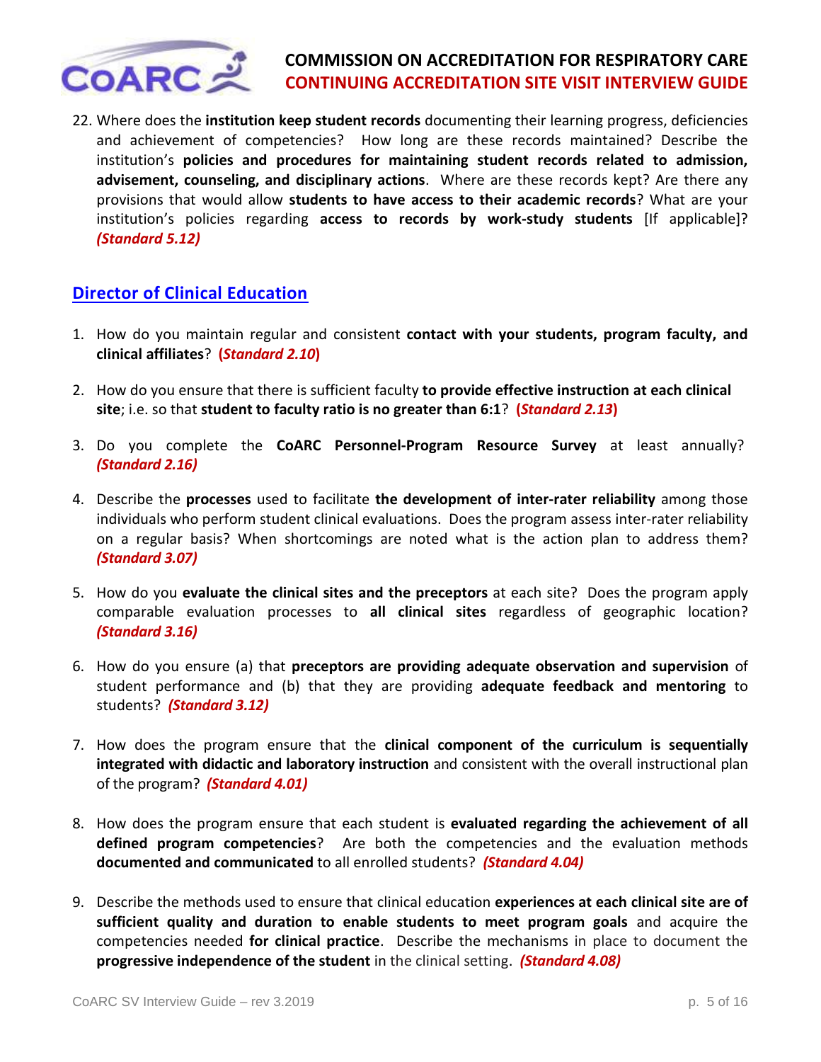22. Where does the **institution keep student records** documenting their learning progress, deficiencies and achievement of competencies? How long are these records maintained? Describe the institution's **policies and procedures for maintaining student records related to admission, advisement, counseling, and disciplinary actions**. Where are these records kept? Are there any provisions that would allow **students to have access to their academic records**? What are your institution's policies regarding **access to records by work-study students** [If applicable]? ***(Standard 5.12)***

## Director of Clinical Education

1. How do you maintain regular and consistent **contact with your students, program faculty, and clinical affiliates**? **(*Standard 2.10*)**

2. How do you ensure that there is sufficient faculty **to provide effective instruction at each clinical site**; i.e. so that **student to faculty ratio is no greater than 6:1**? **(*Standard 2.13*)**

3. Do you complete the **CoARC Personnel-Program Resource Survey** at least annually? ***(Standard 2.16)***

4. Describe the **processes** used to facilitate **the development of inter-rater reliability** among those individuals who perform student clinical evaluations. Does the program assess inter-rater reliability on a regular basis? When shortcomings are noted what is the action plan to address them? ***(Standard 3.07)***

5. How do you **evaluate the clinical sites and the preceptors** at each site? Does the program apply comparable evaluation processes to **all clinical sites** regardless of geographic location? ***(Standard 3.16)***

6. How do you ensure (a) that **preceptors are providing adequate observation and supervision** of student performance and (b) that they are providing **adequate feedback and mentoring** to students? ***(Standard 3.12)***

7. How does the program ensure that the **clinical component of the curriculum is sequentially integrated with didactic and laboratory instruction** and consistent with the overall instructional plan of the program? ***(Standard 4.01)***

8. How does the program ensure that each student is **evaluated regarding the achievement of all defined program competencies**? Are both the competencies and the evaluation methods **documented and communicated** to all enrolled students? ***(Standard 4.04)***

9. Describe the methods used to ensure that clinical education **experiences at each clinical site are of sufficient quality and duration to enable students to meet program goals** and acquire the competencies needed **for clinical practice**. Describe the mechanisms in place to document the **progressive independence of the student** in the clinical setting. ***(Standard 4.08)***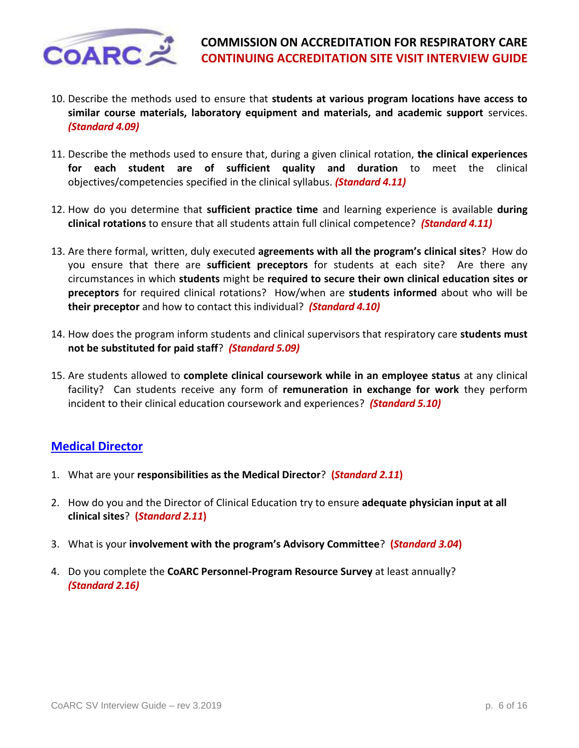10. Describe the methods used to ensure that **students at various program locations have access to similar course materials, laboratory equipment and materials, and academic support** services. ***(Standard 4.09)***

11. Describe the methods used to ensure that, during a given clinical rotation, **the clinical experiences for each student are of sufficient quality and duration** to meet the clinical objectives/competencies specified in the clinical syllabus. ***(Standard 4.11)***

12. How do you determine that **sufficient practice time** and learning experience is available **during clinical rotations** to ensure that all students attain full clinical competence? ***(Standard 4.11)***

13. Are there formal, written, duly executed **agreements with all the program's clinical sites**? How do you ensure that there are **sufficient preceptors** for students at each site? Are there any circumstances in which **students** might be **required to secure their own clinical education sites or preceptors** for required clinical rotations? How/when are **students informed** about who will be **their preceptor** and how to contact this individual? ***(Standard 4.10)***

14. How does the program inform students and clinical supervisors that respiratory care **students must not be substituted for paid staff**? ***(Standard 5.09)***

15. Are students allowed to **complete clinical coursework while in an employee status** at any clinical facility? Can students receive any form of **remuneration in exchange for work** they perform incident to their clinical education coursework and experiences? ***(Standard 5.10)***

## Medical Director

1. What are your **responsibilities as the Medical Director**? **(*Standard 2.11*)**

2. How do you and the Director of Clinical Education try to ensure **adequate physician input at all clinical sites**? **(*Standard 2.11*)**

3. What is your **involvement with the program's Advisory Committee**? **(*Standard 3.04*)**

4. Do you complete the **CoARC Personnel-Program Resource Survey** at least annually? ***(Standard 2.16)***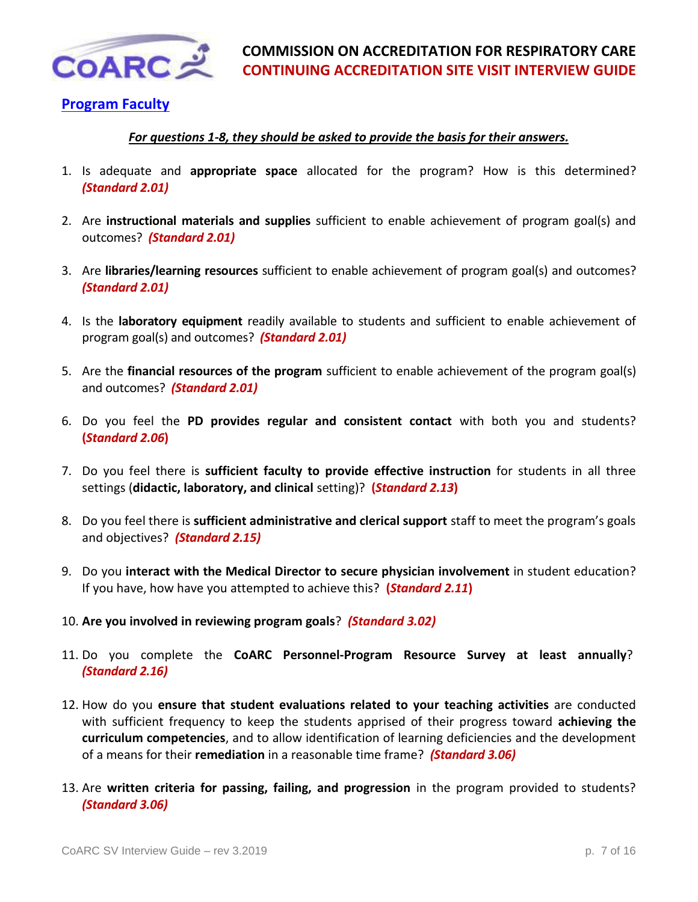## Program Faculty

***For questions 1-8, they should be asked to provide the basis for their answers.***

1. Is adequate and **appropriate space** allocated for the program? How is this determined? ***(Standard 2.01)***

2. Are **instructional materials and supplies** sufficient to enable achievement of program goal(s) and outcomes? ***(Standard 2.01)***

3. Are **libraries/learning resources** sufficient to enable achievement of program goal(s) and outcomes? ***(Standard 2.01)***

4. Is the **laboratory equipment** readily available to students and sufficient to enable achievement of program goal(s) and outcomes? ***(Standard 2.01)***

5. Are the **financial resources of the program** sufficient to enable achievement of the program goal(s) and outcomes? ***(Standard 2.01)***

6. Do you feel the **PD provides regular and consistent contact** with both you and students? **(*Standard 2.06*)**

7. Do you feel there is **sufficient faculty to provide effective instruction** for students in all three settings (**didactic, laboratory, and clinical** setting)? **(*Standard 2.13*)**

8. Do you feel there is **sufficient administrative and clerical support** staff to meet the program's goals and objectives? ***(Standard 2.15)***

9. Do you **interact with the Medical Director to secure physician involvement** in student education? If you have, how have you attempted to achieve this? **(*Standard 2.11*)**

10. **Are you involved in reviewing program goals**? ***(Standard 3.02)***

11. Do you complete the **CoARC Personnel-Program Resource Survey at least annually**? ***(Standard 2.16)***

12. How do you **ensure that student evaluations related to your teaching activities** are conducted with sufficient frequency to keep the students apprised of their progress toward **achieving the curriculum competencies**, and to allow identification of learning deficiencies and the development of a means for their **remediation** in a reasonable time frame? ***(Standard 3.06)***

13. Are **written criteria for passing, failing, and progression** in the program provided to students? ***(Standard 3.06)***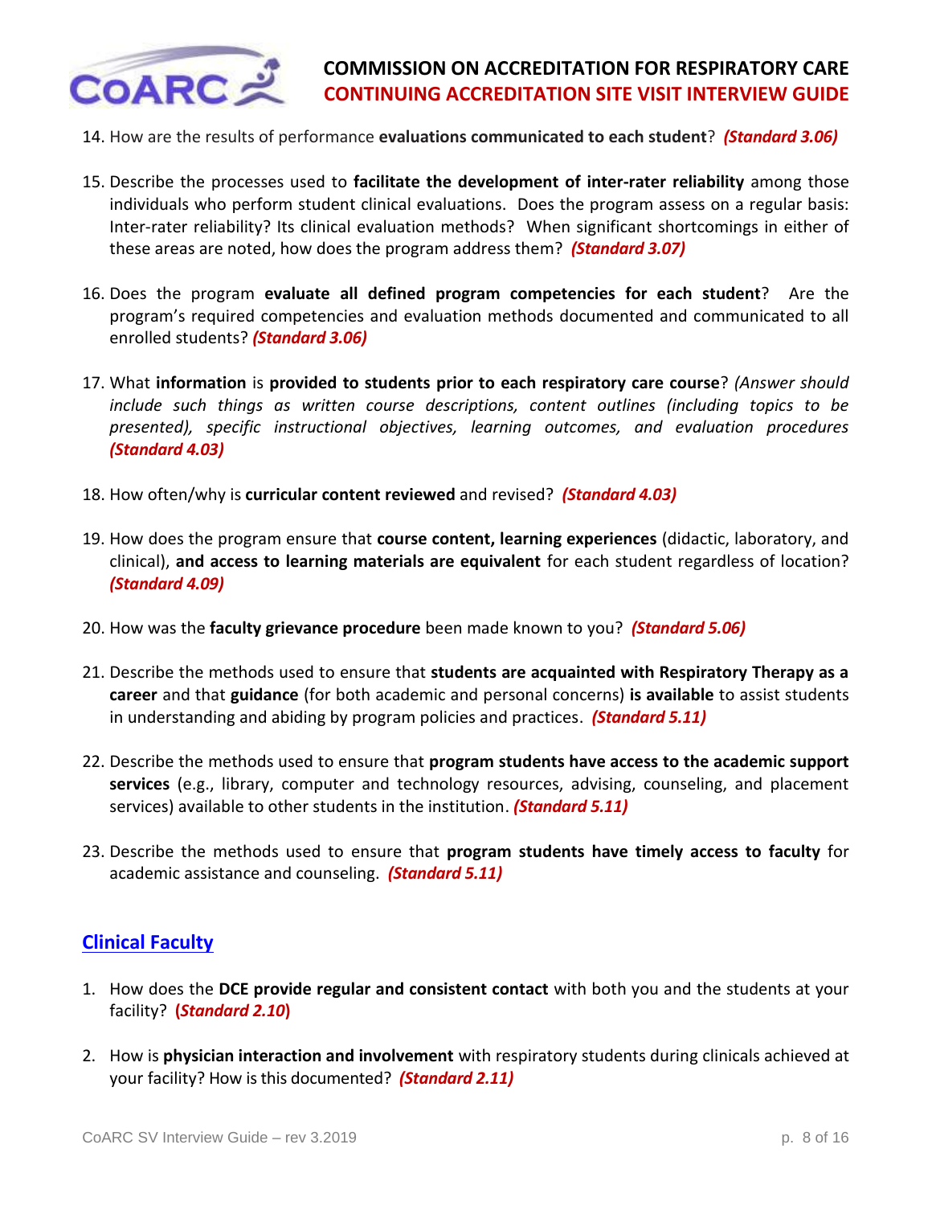14. How are the results of performance **evaluations communicated to each student**? ***(Standard 3.06)***

15. Describe the processes used to **facilitate the development of inter-rater reliability** among those individuals who perform student clinical evaluations. Does the program assess on a regular basis: Inter-rater reliability? Its clinical evaluation methods? When significant shortcomings in either of these areas are noted, how does the program address them? ***(Standard 3.07)***

16. Does the program **evaluate all defined program competencies for each student**? Are the program's required competencies and evaluation methods documented and communicated to all enrolled students? ***(Standard 3.06)***

17. What **information** is **provided to students prior to each respiratory care course**? *(Answer should include such things as written course descriptions, content outlines (including topics to be presented), specific instructional objectives, learning outcomes, and evaluation procedures* ***(Standard 4.03)***

18. How often/why is **curricular content reviewed** and revised? ***(Standard 4.03)***

19. How does the program ensure that **course content, learning experiences** (didactic, laboratory, and clinical), **and access to learning materials are equivalent** for each student regardless of location? ***(Standard 4.09)***

20. How was the **faculty grievance procedure** been made known to you? ***(Standard 5.06)***

21. Describe the methods used to ensure that **students are acquainted with Respiratory Therapy as a career** and that **guidance** (for both academic and personal concerns) **is available** to assist students in understanding and abiding by program policies and practices. ***(Standard 5.11)***

22. Describe the methods used to ensure that **program students have access to the academic support services** (e.g., library, computer and technology resources, advising, counseling, and placement services) available to other students in the institution. ***(Standard 5.11)***

23. Describe the methods used to ensure that **program students have timely access to faculty** for academic assistance and counseling. ***(Standard 5.11)***

## Clinical Faculty

1. How does the **DCE provide regular and consistent contact** with both you and the students at your facility? **(*Standard 2.10*)**

2. How is **physician interaction and involvement** with respiratory students during clinicals achieved at your facility? How is this documented? ***(Standard 2.11)***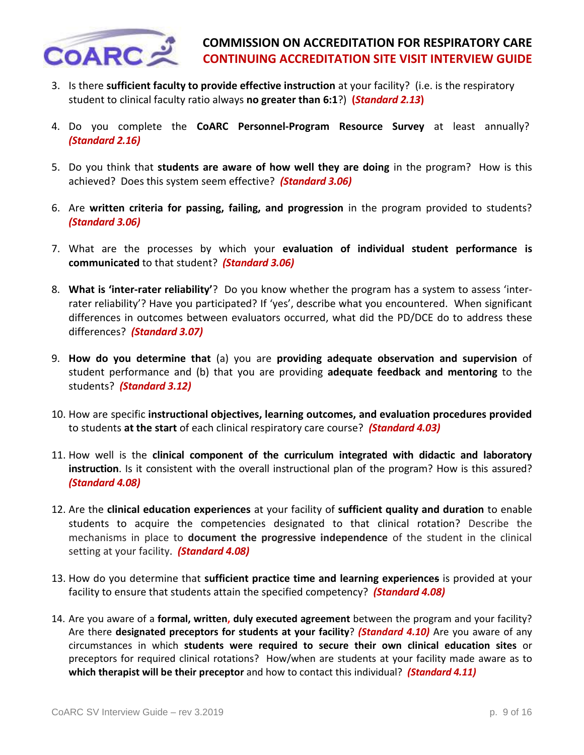3. Is there **sufficient faculty to provide effective instruction** at your facility? (i.e. is the respiratory student to clinical faculty ratio always **no greater than 6:1**?) **(*Standard 2.13*)**

4. Do you complete the **CoARC Personnel-Program Resource Survey** at least annually? ***(Standard 2.16)***

5. Do you think that **students are aware of how well they are doing** in the program? How is this achieved? Does this system seem effective? ***(Standard 3.06)***

6. Are **written criteria for passing, failing, and progression** in the program provided to students? ***(Standard 3.06)***

7. What are the processes by which your **evaluation of individual student performance is communicated** to that student? ***(Standard 3.06)***

8. **What is 'inter-rater reliability'**? Do you know whether the program has a system to assess 'inter-rater reliability'? Have you participated? If 'yes', describe what you encountered. When significant differences in outcomes between evaluators occurred, what did the PD/DCE do to address these differences? ***(Standard 3.07)***

9. **How do you determine that** (a) you are **providing adequate observation and supervision** of student performance and (b) that you are providing **adequate feedback and mentoring** to the students? ***(Standard 3.12)***

10. How are specific **instructional objectives, learning outcomes, and evaluation procedures provided** to students **at the start** of each clinical respiratory care course? ***(Standard 4.03)***

11. How well is the **clinical component of the curriculum integrated with didactic and laboratory instruction**. Is it consistent with the overall instructional plan of the program? How is this assured? ***(Standard 4.08)***

12. Are the **clinical education experiences** at your facility of **sufficient quality and duration** to enable students to acquire the competencies designated to that clinical rotation? Describe the mechanisms in place to **document the progressive independence** of the student in the clinical setting at your facility. ***(Standard 4.08)***

13. How do you determine that **sufficient practice time and learning experiences** is provided at your facility to ensure that students attain the specified competency? ***(Standard 4.08)***

14. Are you aware of a **formal, written, duly executed agreement** between the program and your facility? Are there **designated preceptors for students at your facility**? ***(Standard 4.10)*** Are you aware of any circumstances in which **students were required to secure their own clinical education sites** or preceptors for required clinical rotations? How/when are students at your facility made aware as to **which therapist will be their preceptor** and how to contact this individual? ***(Standard 4.11)***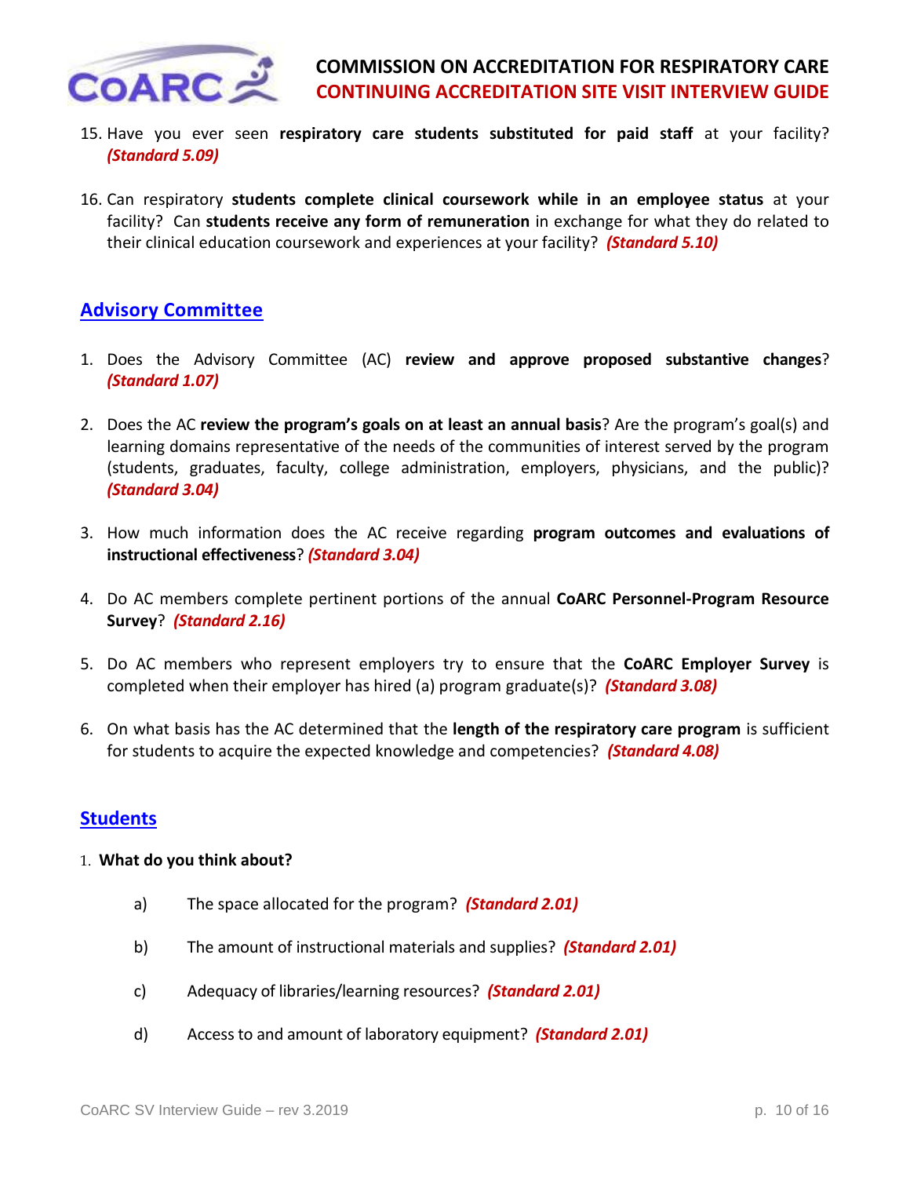15. Have you ever seen **respiratory care students substituted for paid staff** at your facility? ***(Standard 5.09)***

16. Can respiratory **students complete clinical coursework while in an employee status** at your facility? Can **students receive any form of remuneration** in exchange for what they do related to their clinical education coursework and experiences at your facility? ***(Standard 5.10)***

## Advisory Committee

1. Does the Advisory Committee (AC) **review and approve proposed substantive changes**? ***(Standard 1.07)***

2. Does the AC **review the program's goals on at least an annual basis**? Are the program's goal(s) and learning domains representative of the needs of the communities of interest served by the program (students, graduates, faculty, college administration, employers, physicians, and the public)? ***(Standard 3.04)***

3. How much information does the AC receive regarding **program outcomes and evaluations of instructional effectiveness**? ***(Standard 3.04)***

4. Do AC members complete pertinent portions of the annual **CoARC Personnel-Program Resource Survey**? ***(Standard 2.16)***

5. Do AC members who represent employers try to ensure that the **CoARC Employer Survey** is completed when their employer has hired (a) program graduate(s)? ***(Standard 3.08)***

6. On what basis has the AC determined that the **length of the respiratory care program** is sufficient for students to acquire the expected knowledge and competencies? ***(Standard 4.08)***

## Students

1. **What do you think about?**

   a) The space allocated for the program? ***(Standard 2.01)***

   b) The amount of instructional materials and supplies? ***(Standard 2.01)***

   c) Adequacy of libraries/learning resources? ***(Standard 2.01)***

   d) Access to and amount of laboratory equipment? ***(Standard 2.01)***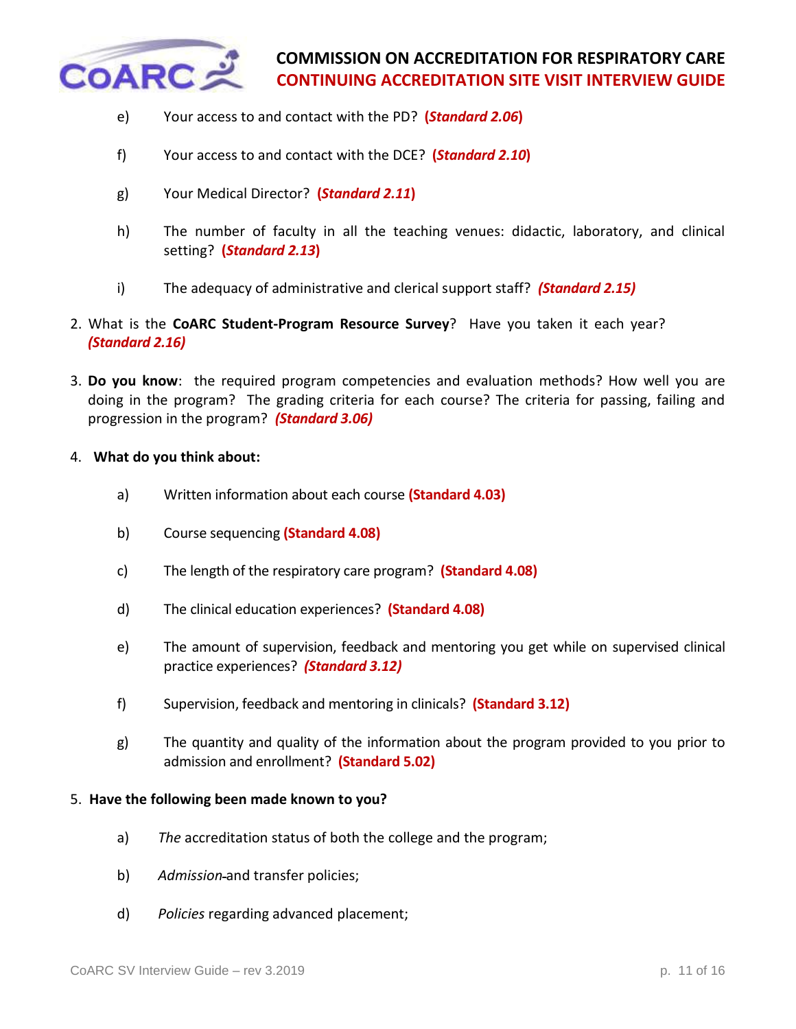e) Your access to and contact with the PD? **(*Standard 2.06*)**

f) Your access to and contact with the DCE? **(*Standard 2.10*)**

g) Your Medical Director? **(*Standard 2.11*)**

h) The number of faculty in all the teaching venues: didactic, laboratory, and clinical setting? **(*Standard 2.13*)**

i) The adequacy of administrative and clerical support staff? ***(Standard 2.15)***

2. What is the **CoARC Student-Program Resource Survey**? Have you taken it each year? ***(Standard 2.16)***

3. **Do you know**: the required program competencies and evaluation methods? How well you are doing in the program? The grading criteria for each course? The criteria for passing, failing and progression in the program? ***(Standard 3.06)***

4. **What do you think about:**

a) Written information about each course **(Standard 4.03)**

b) Course sequencing **(Standard 4.08)**

c) The length of the respiratory care program? **(Standard 4.08)**

d) The clinical education experiences? **(Standard 4.08)**

e) The amount of supervision, feedback and mentoring you get while on supervised clinical practice experiences? ***(Standard 3.12)***

f) Supervision, feedback and mentoring in clinicals? **(Standard 3.12)**

g) The quantity and quality of the information about the program provided to you prior to admission and enrollment? **(Standard 5.02)**

5. **Have the following been made known to you?**

a) *The* accreditation status of both the college and the program;

b) *Admission* and transfer policies;

d) *Policies* regarding advanced placement;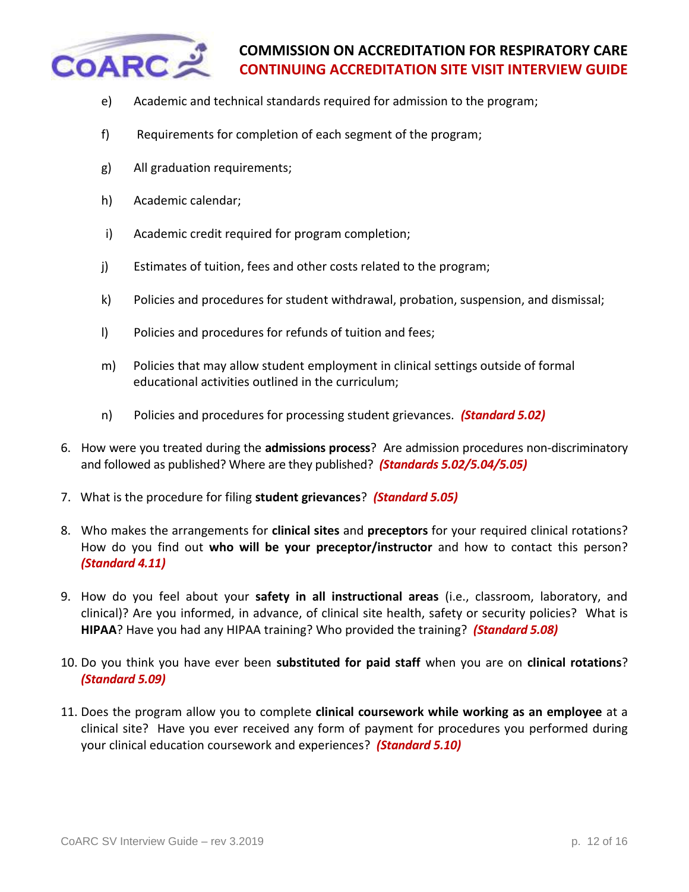e) Academic and technical standards required for admission to the program;

f) Requirements for completion of each segment of the program;

g) All graduation requirements;

h) Academic calendar;

i) Academic credit required for program completion;

j) Estimates of tuition, fees and other costs related to the program;

k) Policies and procedures for student withdrawal, probation, suspension, and dismissal;

l) Policies and procedures for refunds of tuition and fees;

m) Policies that may allow student employment in clinical settings outside of formal educational activities outlined in the curriculum;

n) Policies and procedures for processing student grievances. ***(Standard 5.02)***

6. How were you treated during the **admissions process**? Are admission procedures non-discriminatory and followed as published? Where are they published? ***(Standards 5.02/5.04/5.05)***

7. What is the procedure for filing **student grievances**? ***(Standard 5.05)***

8. Who makes the arrangements for **clinical sites** and **preceptors** for your required clinical rotations? How do you find out **who will be your preceptor/instructor** and how to contact this person? ***(Standard 4.11)***

9. How do you feel about your **safety in all instructional areas** (i.e., classroom, laboratory, and clinical)? Are you informed, in advance, of clinical site health, safety or security policies? What is **HIPAA**? Have you had any HIPAA training? Who provided the training? ***(Standard 5.08)***

10. Do you think you have ever been **substituted for paid staff** when you are on **clinical rotations**? ***(Standard 5.09)***

11. Does the program allow you to complete **clinical coursework while working as an employee** at a clinical site? Have you ever received any form of payment for procedures you performed during your clinical education coursework and experiences? ***(Standard 5.10)***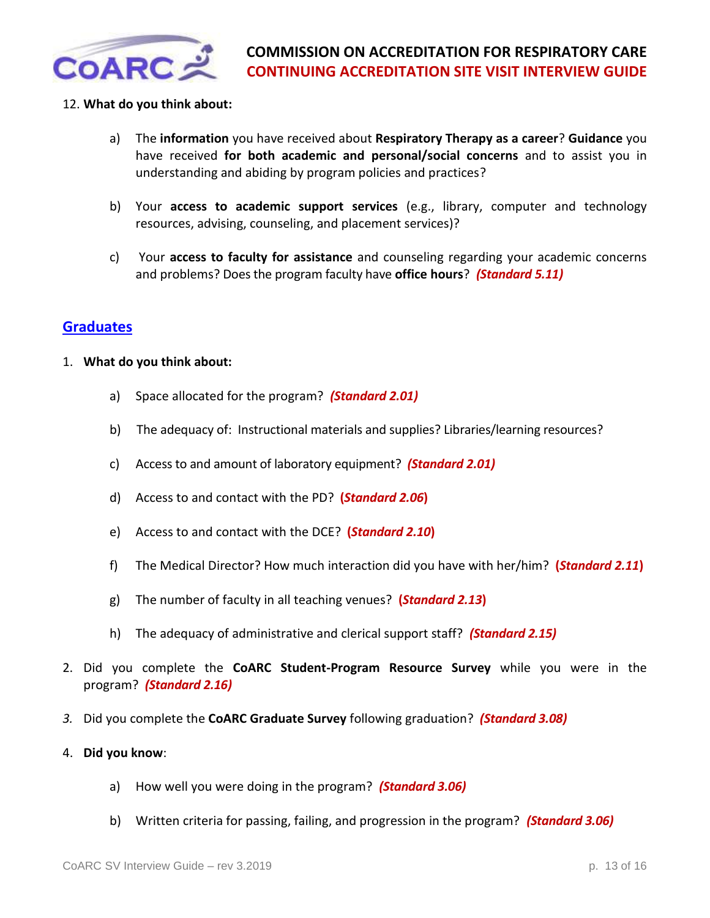12. **What do you think about:**

   a) The **information** you have received about **Respiratory Therapy as a career**? **Guidance** you have received **for both academic and personal/social concerns** and to assist you in understanding and abiding by program policies and practices?

   b) Your **access to academic support services** (e.g., library, computer and technology resources, advising, counseling, and placement services)?

   c) Your **access to faculty for assistance** and counseling regarding your academic concerns and problems? Does the program faculty have **office hours**? ***(Standard 5.11)***

## Graduates

1. **What do you think about:**

   a) Space allocated for the program? ***(Standard 2.01)***

   b) The adequacy of: Instructional materials and supplies? Libraries/learning resources?

   c) Access to and amount of laboratory equipment? ***(Standard 2.01)***

   d) Access to and contact with the PD? **(*Standard 2.06*)**

   e) Access to and contact with the DCE? **(*Standard 2.10*)**

   f) The Medical Director? How much interaction did you have with her/him? **(*Standard 2.11*)**

   g) The number of faculty in all teaching venues? **(*Standard 2.13*)**

   h) The adequacy of administrative and clerical support staff? ***(Standard 2.15)***

2. Did you complete the **CoARC Student-Program Resource Survey** while you were in the program? ***(Standard 2.16)***

3. Did you complete the **CoARC Graduate Survey** following graduation? ***(Standard 3.08)***

4. **Did you know**:

   a) How well you were doing in the program? ***(Standard 3.06)***

   b) Written criteria for passing, failing, and progression in the program? ***(Standard 3.06)***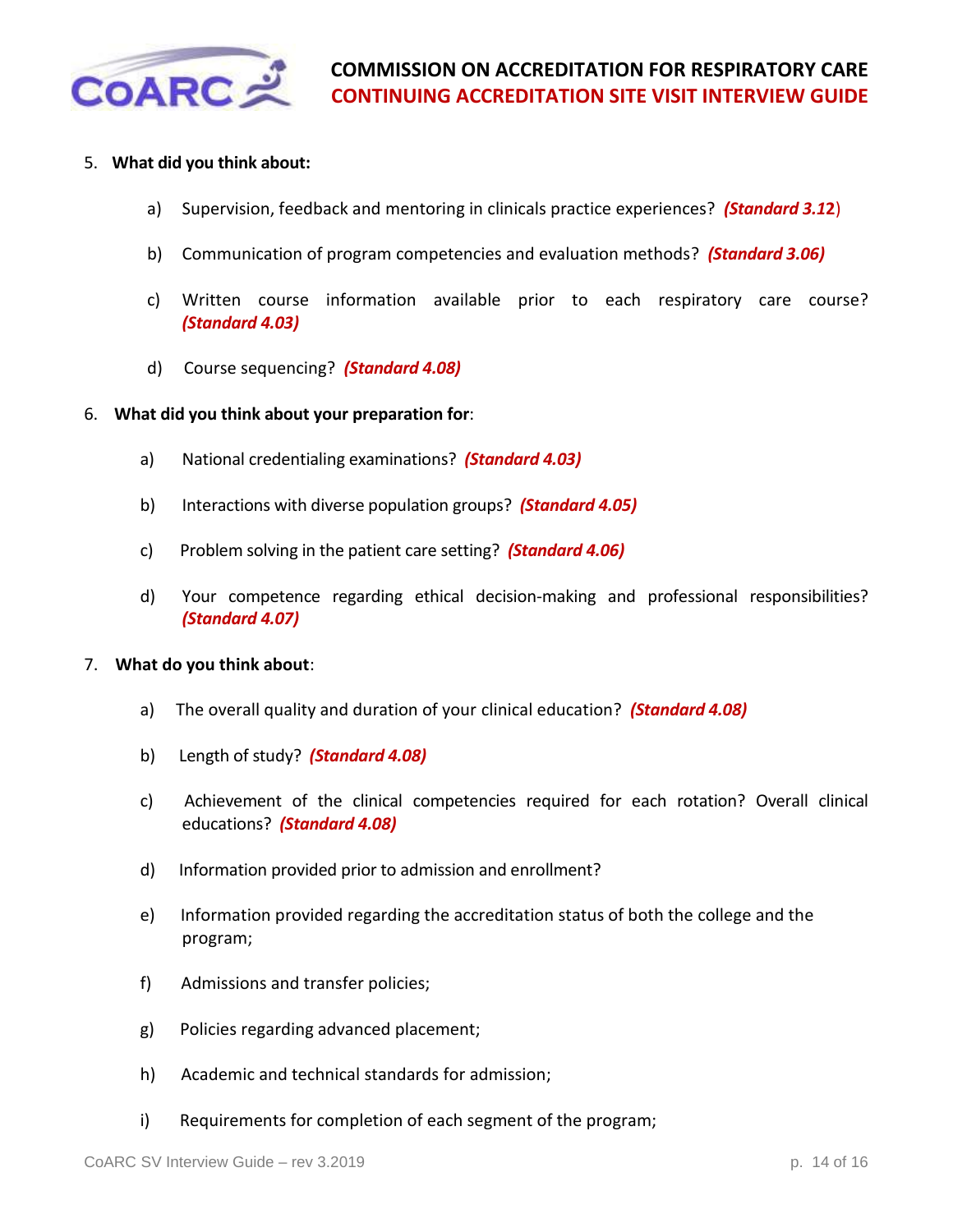5. **What did you think about:**

   a) Supervision, feedback and mentoring in clinicals practice experiences? ***(Standard 3.12)***

   b) Communication of program competencies and evaluation methods? ***(Standard 3.06)***

   c) Written course information available prior to each respiratory care course? ***(Standard 4.03)***

   d) Course sequencing? ***(Standard 4.08)***

6. **What did you think about your preparation for**:

   a) National credentialing examinations? ***(Standard 4.03)***

   b) Interactions with diverse population groups? ***(Standard 4.05)***

   c) Problem solving in the patient care setting? ***(Standard 4.06)***

   d) Your competence regarding ethical decision-making and professional responsibilities? ***(Standard 4.07)***

7. **What do you think about**:

   a) The overall quality and duration of your clinical education? ***(Standard 4.08)***

   b) Length of study? ***(Standard 4.08)***

   c) Achievement of the clinical competencies required for each rotation? Overall clinical educations? ***(Standard 4.08)***

   d) Information provided prior to admission and enrollment?

   e) Information provided regarding the accreditation status of both the college and the program;

   f) Admissions and transfer policies;

   g) Policies regarding advanced placement;

   h) Academic and technical standards for admission;

   i) Requirements for completion of each segment of the program;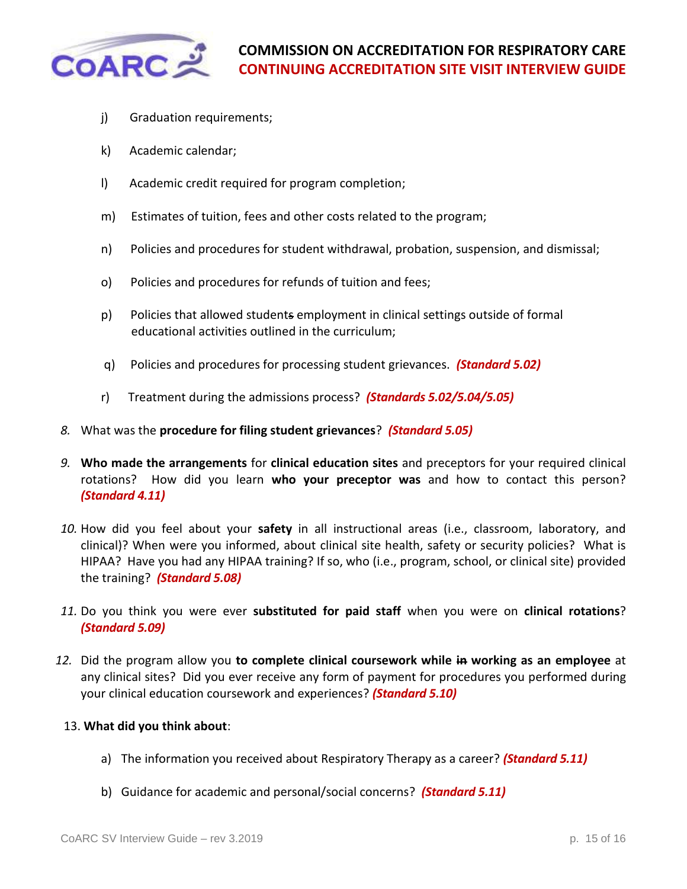j) Graduation requirements;

k) Academic calendar;

l) Academic credit required for program completion;

m) Estimates of tuition, fees and other costs related to the program;

n) Policies and procedures for student withdrawal, probation, suspension, and dismissal;

o) Policies and procedures for refunds of tuition and fees;

p) Policies that allowed student~~s~~ employment in clinical settings outside of formal educational activities outlined in the curriculum;

q) Policies and procedures for processing student grievances. ***(Standard 5.02)***

r) Treatment during the admissions process? ***(Standards 5.02/5.04/5.05)***

*8.* What was the **procedure for filing student grievances**? ***(Standard 5.05)***

*9.* **Who made the arrangements** for **clinical education sites** and preceptors for your required clinical rotations? How did you learn **who your preceptor was** and how to contact this person? ***(Standard 4.11)***

*10.* How did you feel about your **safety** in all instructional areas (i.e., classroom, laboratory, and clinical)? When were you informed, about clinical site health, safety or security policies? What is HIPAA? Have you had any HIPAA training? If so, who (i.e., program, school, or clinical site) provided the training? ***(Standard 5.08)***

*11.* Do you think you were ever **substituted for paid staff** when you were on **clinical rotations**? ***(Standard 5.09)***

*12.* Did the program allow you **to complete clinical coursework while ~~in~~ working as an employee** at any clinical sites? Did you ever receive any form of payment for procedures you performed during your clinical education coursework and experiences? ***(Standard 5.10)***

13. **What did you think about**:

a) The information you received about Respiratory Therapy as a career? ***(Standard 5.11)***

b) Guidance for academic and personal/social concerns? ***(Standard 5.11)***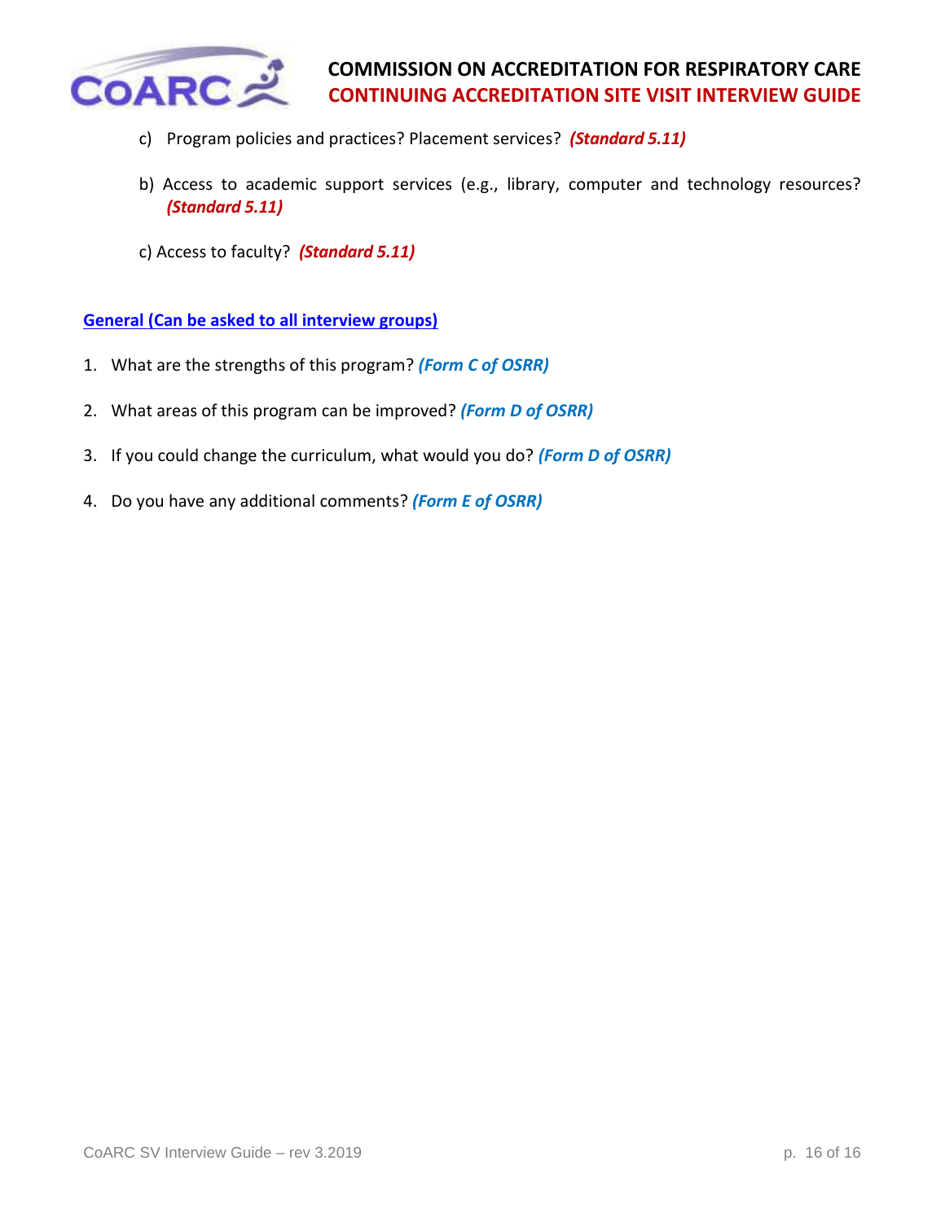c) Program policies and practices? Placement services? ***(Standard 5.11)***

b) Access to academic support services (e.g., library, computer and technology resources? ***(Standard 5.11)***

c) Access to faculty? ***(Standard 5.11)***

**General (Can be asked to all interview groups)**

1. What are the strengths of this program? ***(Form C of OSRR)***
2. What areas of this program can be improved? ***(Form D of OSRR)***
3. If you could change the curriculum, what would you do? ***(Form D of OSRR)***
4. Do you have any additional comments? ***(Form E of OSRR)***